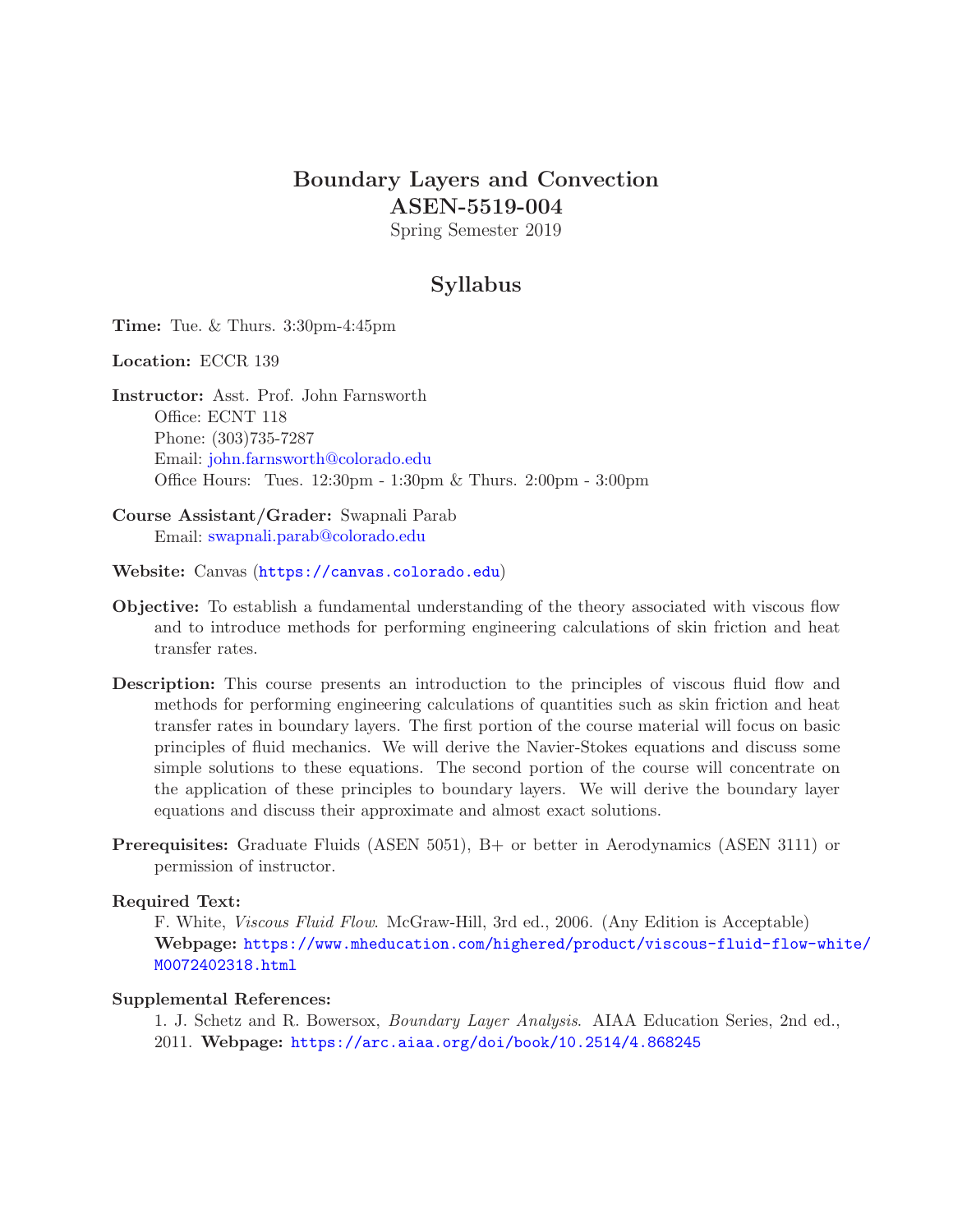# Boundary Layers and Convection
# ASEN-5519-004

Spring Semester 2019

## Syllabus

**Time:** Tue. & Thurs. 3:30pm-4:45pm

**Location:** ECCR 139

**Instructor:** Asst. Prof. John Farnsworth
Office: ECNT 118
Phone: (303)735-7287
Email: john.farnsworth@colorado.edu
Office Hours: Tues. 12:30pm - 1:30pm & Thurs. 2:00pm - 3:00pm

**Course Assistant/Grader:** Swapnali Parab
Email: swapnali.parab@colorado.edu

**Website:** Canvas (https://canvas.colorado.edu)

**Objective:** To establish a fundamental understanding of the theory associated with viscous flow and to introduce methods for performing engineering calculations of skin friction and heat transfer rates.

**Description:** This course presents an introduction to the principles of viscous fluid flow and methods for performing engineering calculations of quantities such as skin friction and heat transfer rates in boundary layers. The first portion of the course material will focus on basic principles of fluid mechanics. We will derive the Navier-Stokes equations and discuss some simple solutions to these equations. The second portion of the course will concentrate on the application of these principles to boundary layers. We will derive the boundary layer equations and discuss their approximate and almost exact solutions.

**Prerequisites:** Graduate Fluids (ASEN 5051), B+ or better in Aerodynamics (ASEN 3111) or permission of instructor.

**Required Text:**
F. White, *Viscous Fluid Flow*. McGraw-Hill, 3rd ed., 2006. (Any Edition is Acceptable)
**Webpage:** https://www.mheducation.com/highered/product/viscous-fluid-flow-white/M0072402318.html

**Supplemental References:**
1. J. Schetz and R. Bowersox, *Boundary Layer Analysis*. AIAA Education Series, 2nd ed., 2011. **Webpage:** https://arc.aiaa.org/doi/book/10.2514/4.868245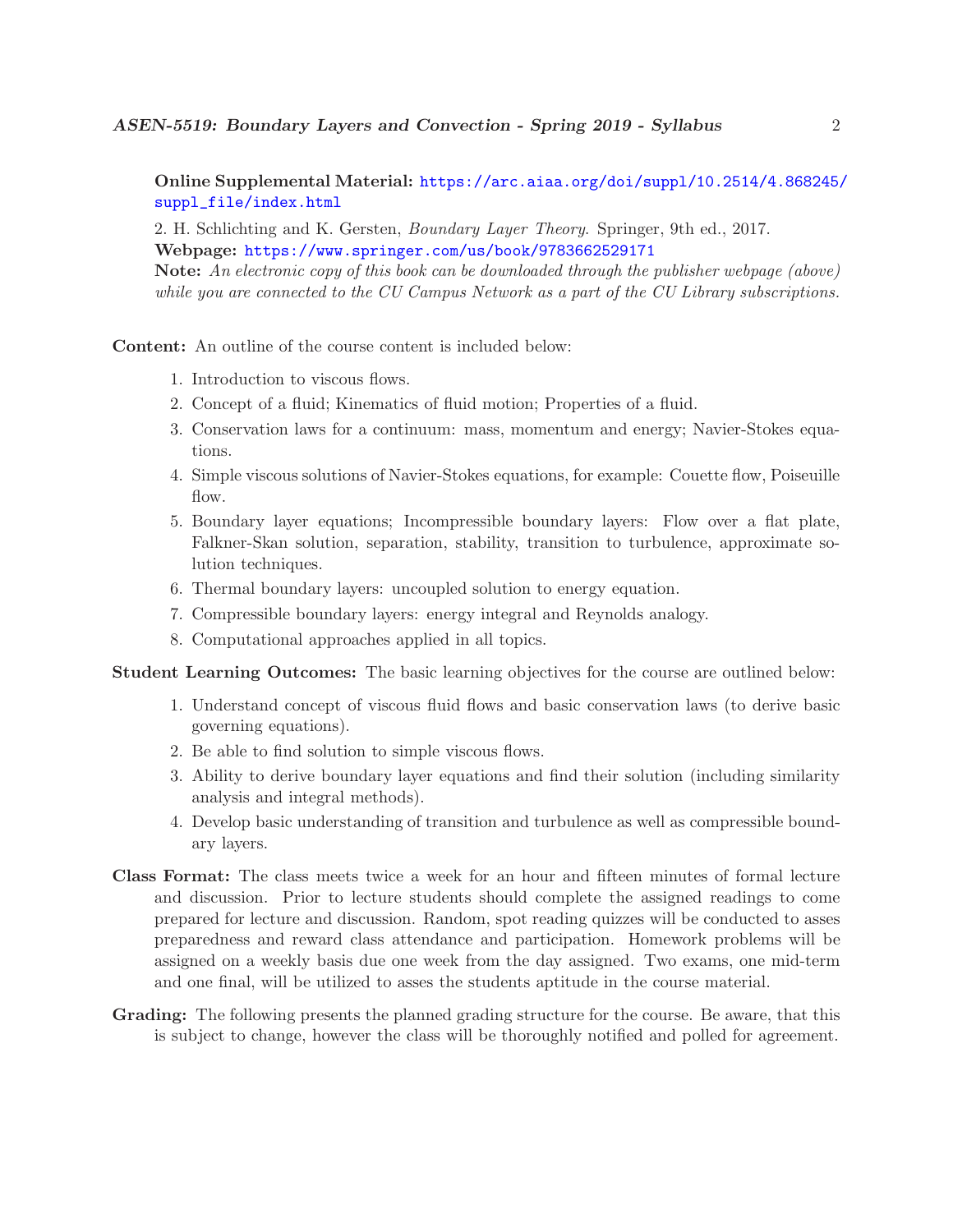**Online Supplemental Material:** https://arc.aiaa.org/doi/suppl/10.2514/4.868245/suppl_file/index.html

2. H. Schlichting and K. Gersten, *Boundary Layer Theory*. Springer, 9th ed., 2017.
**Webpage:** https://www.springer.com/us/book/9783662529171
**Note:** *An electronic copy of this book can be downloaded through the publisher webpage (above) while you are connected to the CU Campus Network as a part of the CU Library subscriptions.*

**Content:** An outline of the course content is included below:

1. Introduction to viscous flows.
2. Concept of a fluid; Kinematics of fluid motion; Properties of a fluid.
3. Conservation laws for a continuum: mass, momentum and energy; Navier-Stokes equations.
4. Simple viscous solutions of Navier-Stokes equations, for example: Couette flow, Poiseuille flow.
5. Boundary layer equations; Incompressible boundary layers: Flow over a flat plate, Falkner-Skan solution, separation, stability, transition to turbulence, approximate solution techniques.
6. Thermal boundary layers: uncoupled solution to energy equation.
7. Compressible boundary layers: energy integral and Reynolds analogy.
8. Computational approaches applied in all topics.

**Student Learning Outcomes:** The basic learning objectives for the course are outlined below:

1. Understand concept of viscous fluid flows and basic conservation laws (to derive basic governing equations).
2. Be able to find solution to simple viscous flows.
3. Ability to derive boundary layer equations and find their solution (including similarity analysis and integral methods).
4. Develop basic understanding of transition and turbulence as well as compressible boundary layers.

**Class Format:** The class meets twice a week for an hour and fifteen minutes of formal lecture and discussion. Prior to lecture students should complete the assigned readings to come prepared for lecture and discussion. Random, spot reading quizzes will be conducted to asses preparedness and reward class attendance and participation. Homework problems will be assigned on a weekly basis due one week from the day assigned. Two exams, one mid-term and one final, will be utilized to asses the students aptitude in the course material.

**Grading:** The following presents the planned grading structure for the course. Be aware, that this is subject to change, however the class will be thoroughly notified and polled for agreement.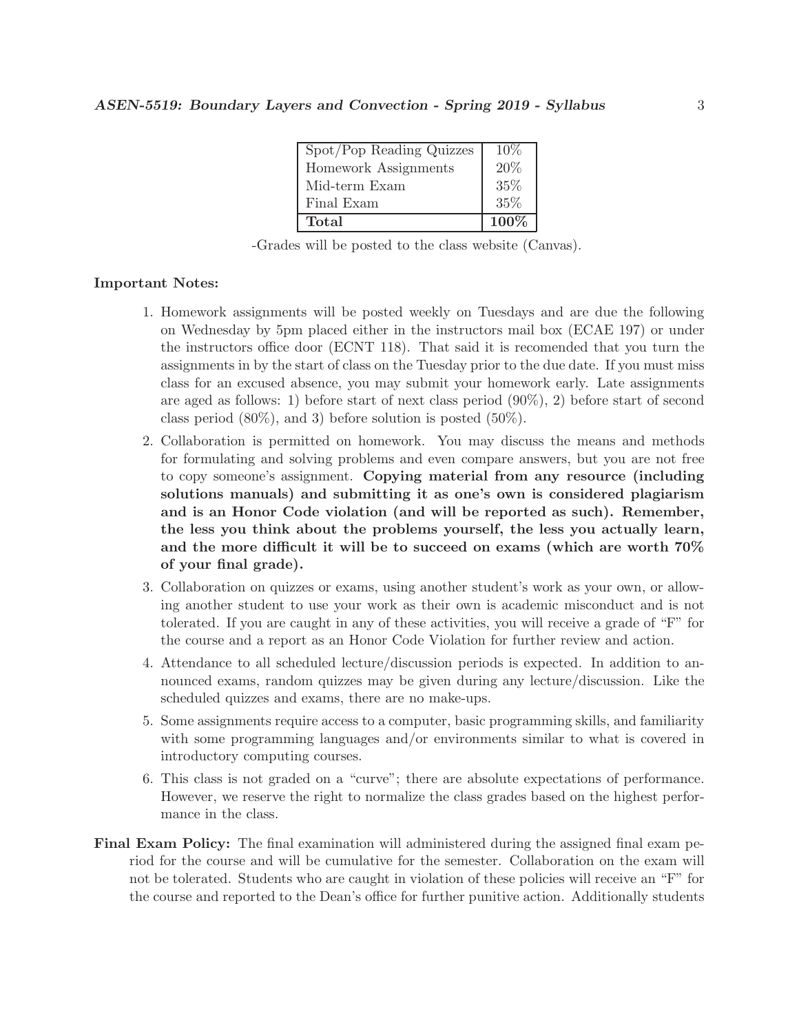| Spot/Pop Reading Quizzes | 10% |
| --- | --- |
| Homework Assignments | 20% |
| Mid-term Exam | 35% |
| Final Exam | 35% |
| **Total** | **100%** |

-Grades will be posted to the class website (Canvas).

**Important Notes:**

1. Homework assignments will be posted weekly on Tuesdays and are due the following on Wednesday by 5pm placed either in the instructors mail box (ECAE 197) or under the instructors office door (ECNT 118). That said it is recomended that you turn the assignments in by the start of class on the Tuesday prior to the due date. If you must miss class for an excused absence, you may submit your homework early. Late assignments are aged as follows: 1) before start of next class period (90%), 2) before start of second class period (80%), and 3) before solution is posted (50%).
2. Collaboration is permitted on homework. You may discuss the means and methods for formulating and solving problems and even compare answers, but you are not free to copy someone's assignment. **Copying material from any resource (including solutions manuals) and submitting it as one's own is considered plagiarism and is an Honor Code violation (and will be reported as such). Remember, the less you think about the problems yourself, the less you actually learn, and the more difficult it will be to succeed on exams (which are worth 70% of your final grade).**
3. Collaboration on quizzes or exams, using another student's work as your own, or allowing another student to use your work as their own is academic misconduct and is not tolerated. If you are caught in any of these activities, you will receive a grade of "F" for the course and a report as an Honor Code Violation for further review and action.
4. Attendance to all scheduled lecture/discussion periods is expected. In addition to announced exams, random quizzes may be given during any lecture/discussion. Like the scheduled quizzes and exams, there are no make-ups.
5. Some assignments require access to a computer, basic programming skills, and familiarity with some programming languages and/or environments similar to what is covered in introductory computing courses.
6. This class is not graded on a "curve"; there are absolute expectations of performance. However, we reserve the right to normalize the class grades based on the highest performance in the class.

**Final Exam Policy:** The final examination will administered during the assigned final exam period for the course and will be cumulative for the semester. Collaboration on the exam will not be tolerated. Students who are caught in violation of these policies will receive an "F" for the course and reported to the Dean's office for further punitive action. Additionally students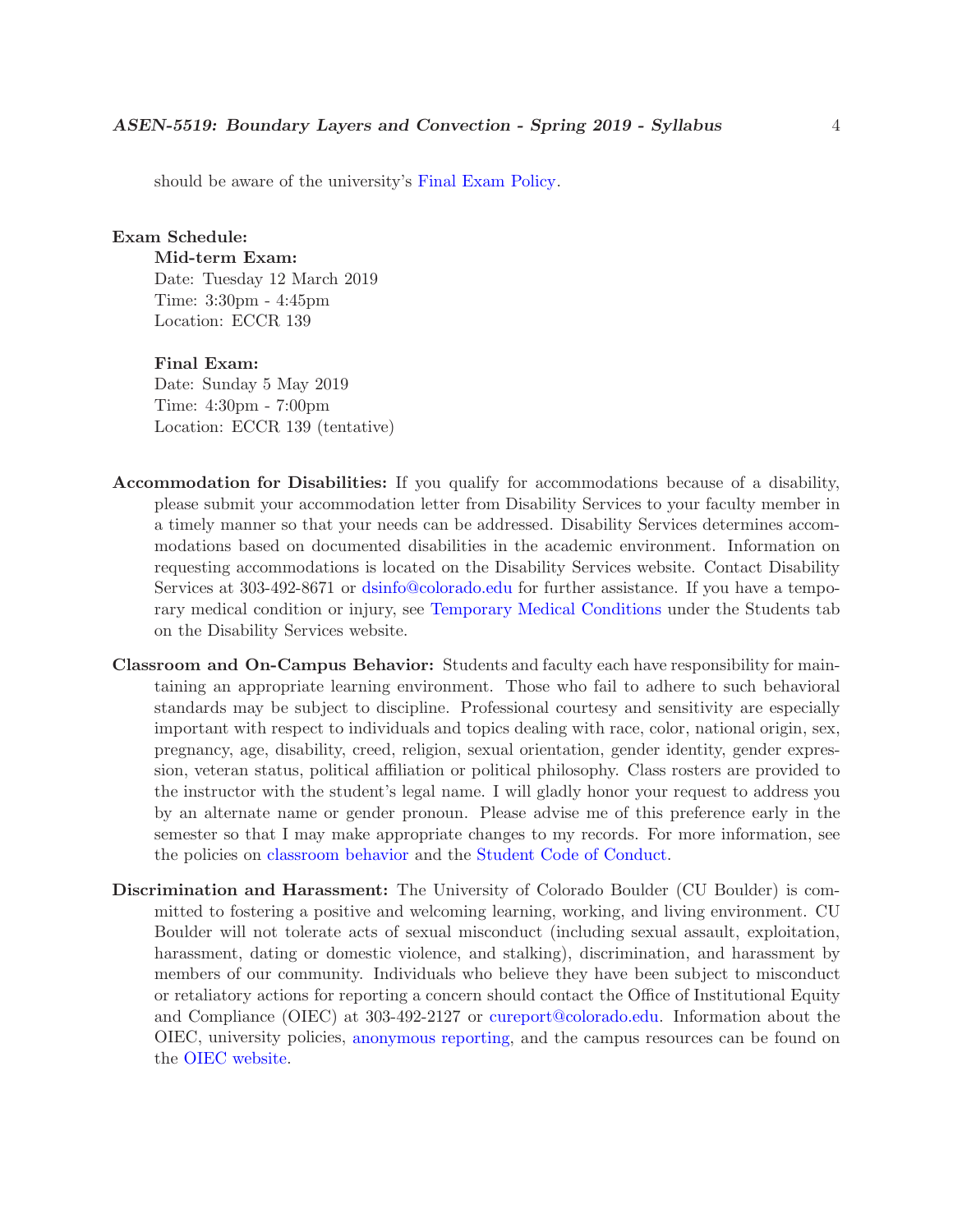should be aware of the university's Final Exam Policy.

**Exam Schedule:**

**Mid-term Exam:**
Date: Tuesday 12 March 2019
Time: 3:30pm - 4:45pm
Location: ECCR 139

**Final Exam:**
Date: Sunday 5 May 2019
Time: 4:30pm - 7:00pm
Location: ECCR 139 (tentative)

**Accommodation for Disabilities:** If you qualify for accommodations because of a disability, please submit your accommodation letter from Disability Services to your faculty member in a timely manner so that your needs can be addressed. Disability Services determines accommodations based on documented disabilities in the academic environment. Information on requesting accommodations is located on the Disability Services website. Contact Disability Services at 303-492-8671 or dsinfo@colorado.edu for further assistance. If you have a temporary medical condition or injury, see Temporary Medical Conditions under the Students tab on the Disability Services website.

**Classroom and On-Campus Behavior:** Students and faculty each have responsibility for maintaining an appropriate learning environment. Those who fail to adhere to such behavioral standards may be subject to discipline. Professional courtesy and sensitivity are especially important with respect to individuals and topics dealing with race, color, national origin, sex, pregnancy, age, disability, creed, religion, sexual orientation, gender identity, gender expression, veteran status, political affiliation or political philosophy. Class rosters are provided to the instructor with the student's legal name. I will gladly honor your request to address you by an alternate name or gender pronoun. Please advise me of this preference early in the semester so that I may make appropriate changes to my records. For more information, see the policies on classroom behavior and the Student Code of Conduct.

**Discrimination and Harassment:** The University of Colorado Boulder (CU Boulder) is committed to fostering a positive and welcoming learning, working, and living environment. CU Boulder will not tolerate acts of sexual misconduct (including sexual assault, exploitation, harassment, dating or domestic violence, and stalking), discrimination, and harassment by members of our community. Individuals who believe they have been subject to misconduct or retaliatory actions for reporting a concern should contact the Office of Institutional Equity and Compliance (OIEC) at 303-492-2127 or cureport@colorado.edu. Information about the OIEC, university policies, anonymous reporting, and the campus resources can be found on the OIEC website.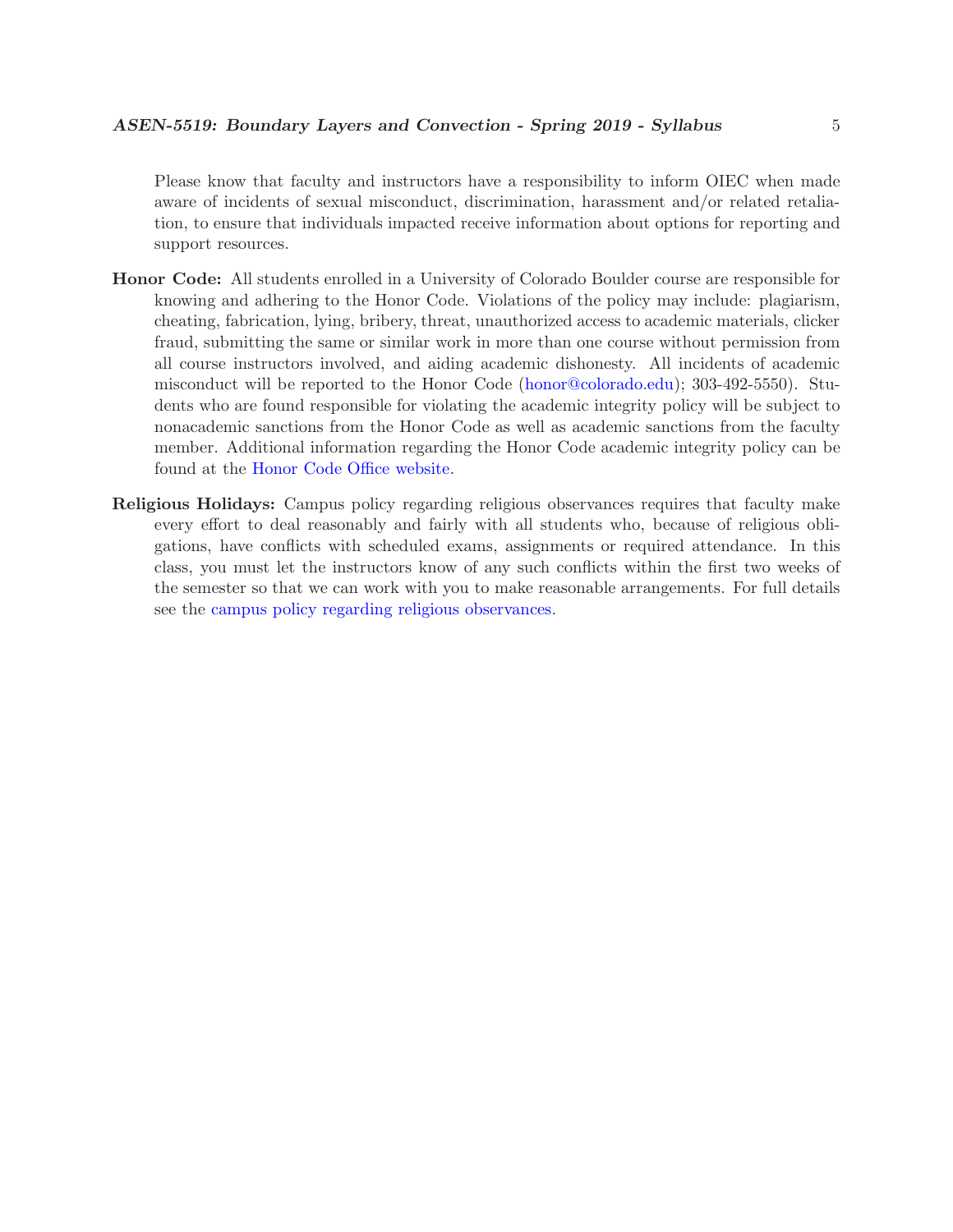Please know that faculty and instructors have a responsibility to inform OIEC when made aware of incidents of sexual misconduct, discrimination, harassment and/or related retaliation, to ensure that individuals impacted receive information about options for reporting and support resources.

**Honor Code:** All students enrolled in a University of Colorado Boulder course are responsible for knowing and adhering to the Honor Code. Violations of the policy may include: plagiarism, cheating, fabrication, lying, bribery, threat, unauthorized access to academic materials, clicker fraud, submitting the same or similar work in more than one course without permission from all course instructors involved, and aiding academic dishonesty. All incidents of academic misconduct will be reported to the Honor Code (honor@colorado.edu); 303-492-5550). Students who are found responsible for violating the academic integrity policy will be subject to nonacademic sanctions from the Honor Code as well as academic sanctions from the faculty member. Additional information regarding the Honor Code academic integrity policy can be found at the Honor Code Office website.

**Religious Holidays:** Campus policy regarding religious observances requires that faculty make every effort to deal reasonably and fairly with all students who, because of religious obligations, have conflicts with scheduled exams, assignments or required attendance. In this class, you must let the instructors know of any such conflicts within the first two weeks of the semester so that we can work with you to make reasonable arrangements. For full details see the campus policy regarding religious observances.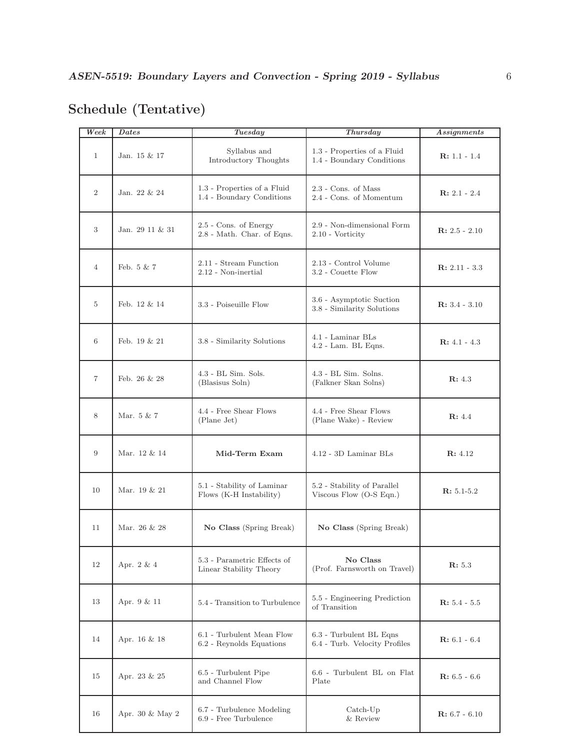## Schedule (Tentative)

| *Week* | *Dates* | *Tuesday* | *Thursday* | *Assignments* |
|---|---|---|---|---|
| 1 | Jan. 15 & 17 | Syllabus and Introductory Thoughts | 1.3 - Properties of a Fluid 1.4 - Boundary Conditions | **R:** 1.1 - 1.4 |
| 2 | Jan. 22 & 24 | 1.3 - Properties of a Fluid 1.4 - Boundary Conditions | 2.3 - Cons. of Mass 2.4 - Cons. of Momentum | **R:** 2.1 - 2.4 |
| 3 | Jan. 29 11 & 31 | 2.5 - Cons. of Energy 2.8 - Math. Char. of Eqns. | 2.9 - Non-dimensional Form 2.10 - Vorticity | **R:** 2.5 - 2.10 |
| 4 | Feb. 5 & 7 | 2.11 - Stream Function 2.12 - Non-inertial | 2.13 - Control Volume 3.2 - Couette Flow | **R:** 2.11 - 3.3 |
| 5 | Feb. 12 & 14 | 3.3 - Poiseuille Flow | 3.6 - Asymptotic Suction 3.8 - Similarity Solutions | **R:** 3.4 - 3.10 |
| 6 | Feb. 19 & 21 | 3.8 - Similarity Solutions | 4.1 - Laminar BLs 4.2 - Lam. BL Eqns. | **R:** 4.1 - 4.3 |
| 7 | Feb. 26 & 28 | 4.3 - BL Sim. Sols. (Blasisus Soln) | 4.3 - BL Sim. Solns. (Falkner Skan Solns) | **R:** 4.3 |
| 8 | Mar. 5 & 7 | 4.4 - Free Shear Flows (Plane Jet) | 4.4 - Free Shear Flows (Plane Wake) - Review | **R:** 4.4 |
| 9 | Mar. 12 & 14 | **Mid-Term Exam** | 4.12 - 3D Laminar BLs | **R:** 4.12 |
| 10 | Mar. 19 & 21 | 5.1 - Stability of Laminar Flows (K-H Instability) | 5.2 - Stability of Parallel Viscous Flow (O-S Eqn.) | **R:** 5.1-5.2 |
| 11 | Mar. 26 & 28 | **No Class** (Spring Break) | **No Class** (Spring Break) | |
| 12 | Apr. 2 & 4 | 5.3 - Parametric Effects of Linear Stability Theory | **No Class** (Prof. Farnsworth on Travel) | **R:** 5.3 |
| 13 | Apr. 9 & 11 | 5.4 - Transition to Turbulence | 5.5 - Engineering Prediction of Transition | **R:** 5.4 - 5.5 |
| 14 | Apr. 16 & 18 | 6.1 - Turbulent Mean Flow 6.2 - Reynolds Equations | 6.3 - Turbulent BL Eqns 6.4 - Turb. Velocity Profiles | **R:** 6.1 - 6.4 |
| 15 | Apr. 23 & 25 | 6.5 - Turbulent Pipe and Channel Flow | 6.6 - Turbulent BL on Flat Plate | **R:** 6.5 - 6.6 |
| 16 | Apr. 30 & May 2 | 6.7 - Turbulence Modeling 6.9 - Free Turbulence | Catch-Up & Review | **R:** 6.7 - 6.10 |